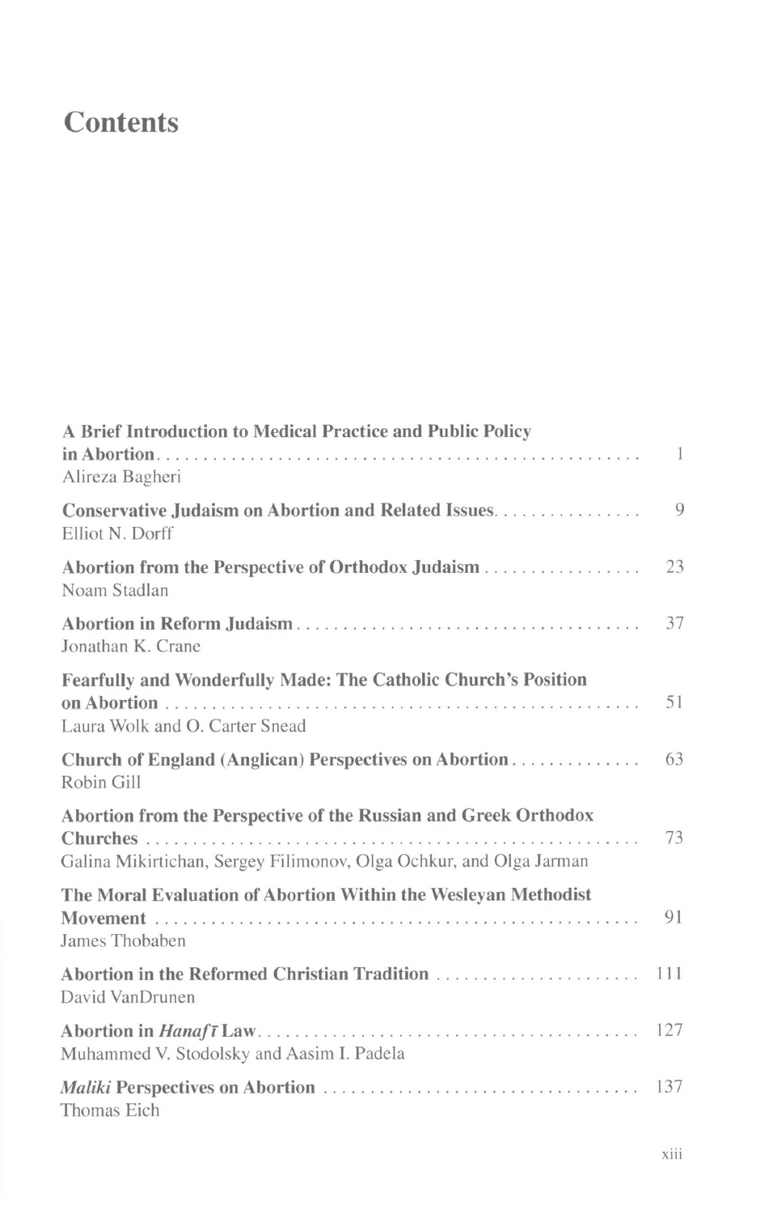# Contents

**A Brief Introduction to Medical Practice and Public Policy in Abortion** .......... 1
Alireza Bagheri

**Conservative Judaism on Abortion and Related Issues** .......... 9
Elliot N. Dorff

**Abortion from the Perspective of Orthodox Judaism** .......... 23
Noam Stadlan

**Abortion in Reform Judaism** .......... 37
Jonathan K. Crane

**Fearfully and Wonderfully Made: The Catholic Church's Position on Abortion** .......... 51
Laura Wolk and O. Carter Snead

**Church of England (Anglican) Perspectives on Abortion** .......... 63
Robin Gill

**Abortion from the Perspective of the Russian and Greek Orthodox Churches** .......... 73
Galina Mikirtichan, Sergey Filimonov, Olga Ochkur, and Olga Jarman

**The Moral Evaluation of Abortion Within the Wesleyan Methodist Movement** .......... 91
James Thobaben

**Abortion in the Reformed Christian Tradition** .......... 111
David VanDrunen

**Abortion in *Hanafī* Law** .......... 127
Muhammed V. Stodolsky and Aasim I. Padela

***Maliki* Perspectives on Abortion** .......... 137
Thomas Eich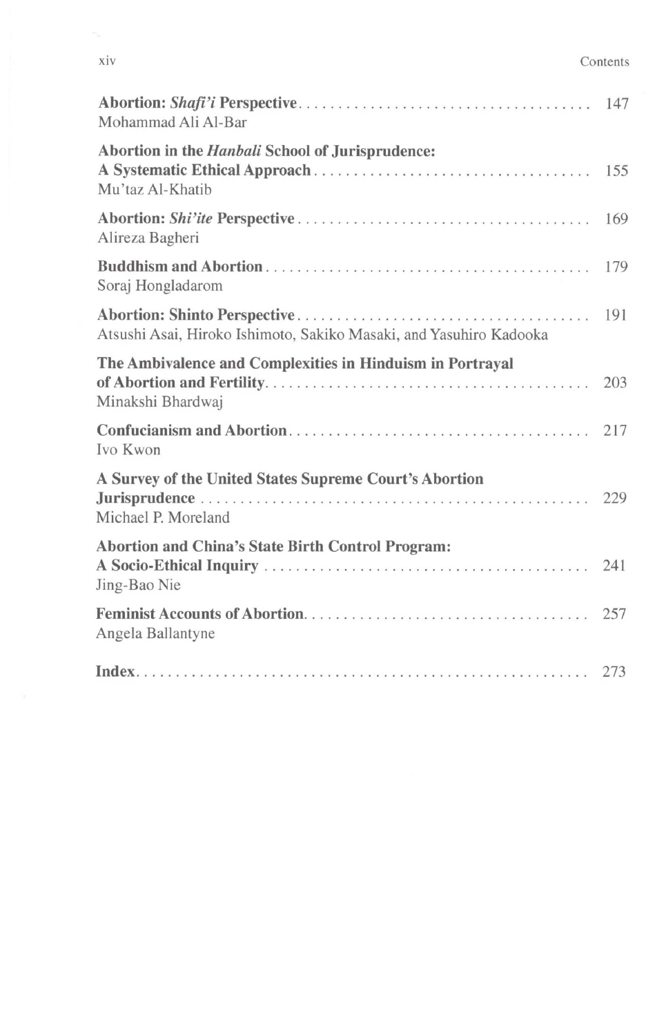**Abortion: *Shafi'i* Perspective** .................................... 147
Mohammad Ali Al-Bar

**Abortion in the *Hanbali* School of Jurisprudence: A Systematic Ethical Approach** .................................... 155
Mu'taz Al-Khatib

**Abortion: *Shi'ite* Perspective** .................................... 169
Alireza Bagheri

**Buddhism and Abortion** .................................... 179
Soraj Hongladarom

**Abortion: Shinto Perspective** .................................... 191
Atsushi Asai, Hiroko Ishimoto, Sakiko Masaki, and Yasuhiro Kadooka

**The Ambivalence and Complexities in Hinduism in Portrayal of Abortion and Fertility** .................................... 203
Minakshi Bhardwaj

**Confucianism and Abortion** .................................... 217
Ivo Kwon

**A Survey of the United States Supreme Court's Abortion Jurisprudence** .................................... 229
Michael P. Moreland

**Abortion and China's State Birth Control Program: A Socio-Ethical Inquiry** .................................... 241
Jing-Bao Nie

**Feminist Accounts of Abortion** .................................... 257
Angela Ballantyne

**Index** .................................... 273